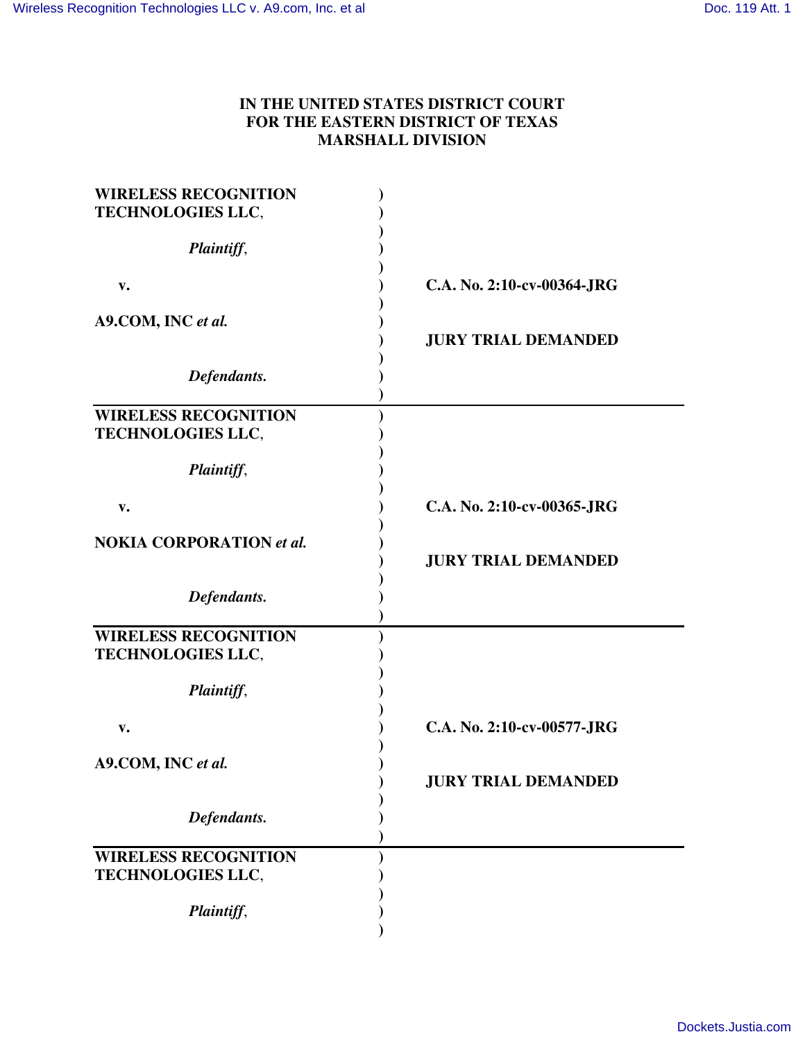**IN THE UNITED STATES DISTRICT COURT**
**FOR THE EASTERN DISTRICT OF TEXAS**
**MARSHALL DIVISION**

| | |
|---|---|
| **WIRELESS RECOGNITION TECHNOLOGIES LLC**, *Plaintiff*, v. **A9.COM, INC** ***et al.*** *Defendants.* | **C.A. No. 2:10-cv-00364-JRG** **JURY TRIAL DEMANDED** |
| **WIRELESS RECOGNITION TECHNOLOGIES LLC**, *Plaintiff*, v. **NOKIA CORPORATION** ***et al.*** *Defendants.* | **C.A. No. 2:10-cv-00365-JRG** **JURY TRIAL DEMANDED** |
| **WIRELESS RECOGNITION TECHNOLOGIES LLC**, *Plaintiff*, v. **A9.COM, INC** ***et al.*** *Defendants.* | **C.A. No. 2:10-cv-00577-JRG** **JURY TRIAL DEMANDED** |
| **WIRELESS RECOGNITION TECHNOLOGIES LLC**, *Plaintiff*, | |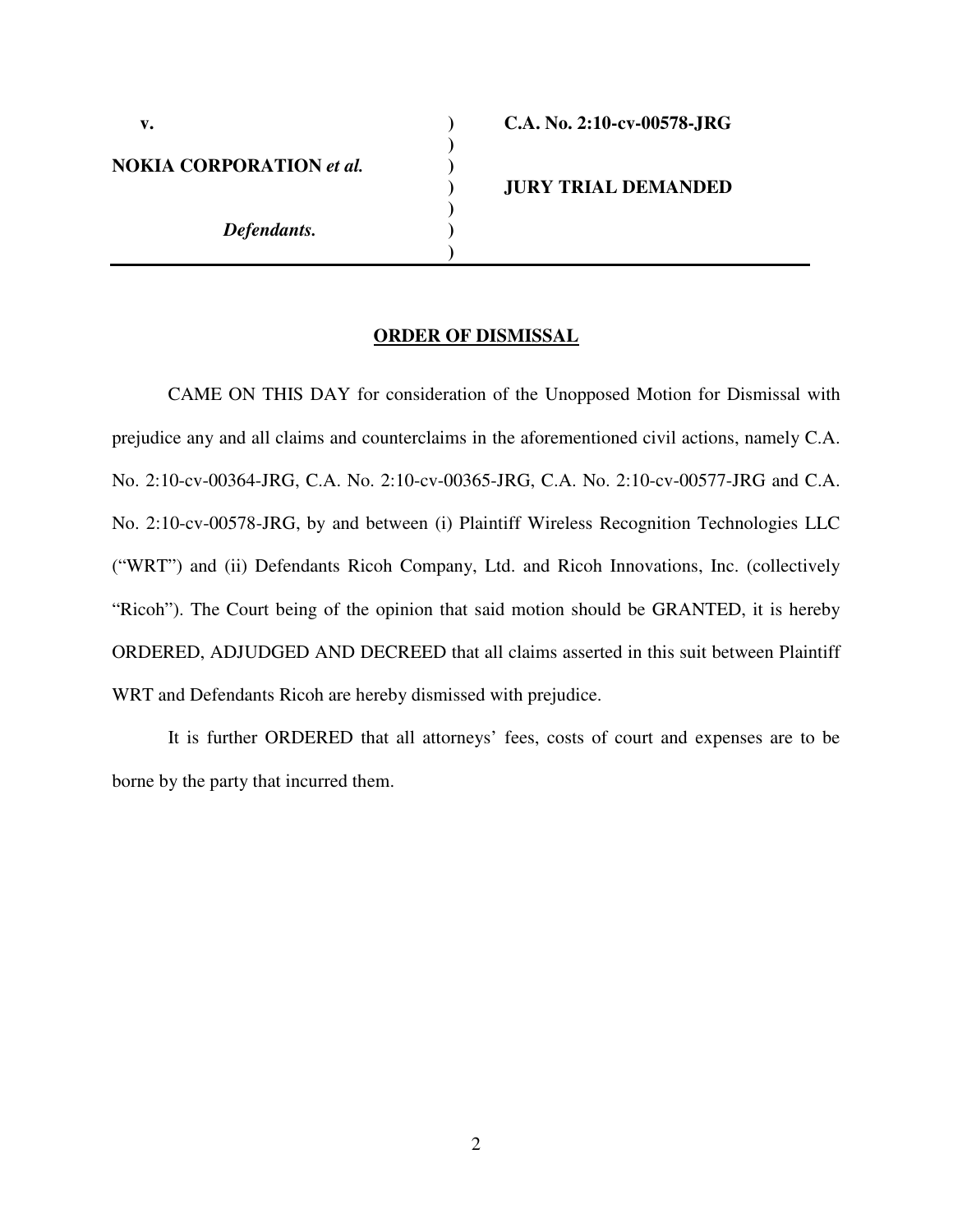| | | |
|---|---|---|
| **v.** | ) | **C.A. No. 2:10-cv-00578-JRG** |
| | ) | |
| **NOKIA CORPORATION *et al.*** | ) | |
| | ) | **JURY TRIAL DEMANDED** |
| | ) | |
| ***Defendants.*** | ) | |
| | ) | |

**ORDER OF DISMISSAL**

CAME ON THIS DAY for consideration of the Unopposed Motion for Dismissal with prejudice any and all claims and counterclaims in the aforementioned civil actions, namely C.A. No. 2:10-cv-00364-JRG, C.A. No. 2:10-cv-00365-JRG, C.A. No. 2:10-cv-00577-JRG and C.A. No. 2:10-cv-00578-JRG, by and between (i) Plaintiff Wireless Recognition Technologies LLC ("WRT") and (ii) Defendants Ricoh Company, Ltd. and Ricoh Innovations, Inc. (collectively "Ricoh"). The Court being of the opinion that said motion should be GRANTED, it is hereby ORDERED, ADJUDGED AND DECREED that all claims asserted in this suit between Plaintiff WRT and Defendants Ricoh are hereby dismissed with prejudice.

It is further ORDERED that all attorneys' fees, costs of court and expenses are to be borne by the party that incurred them.